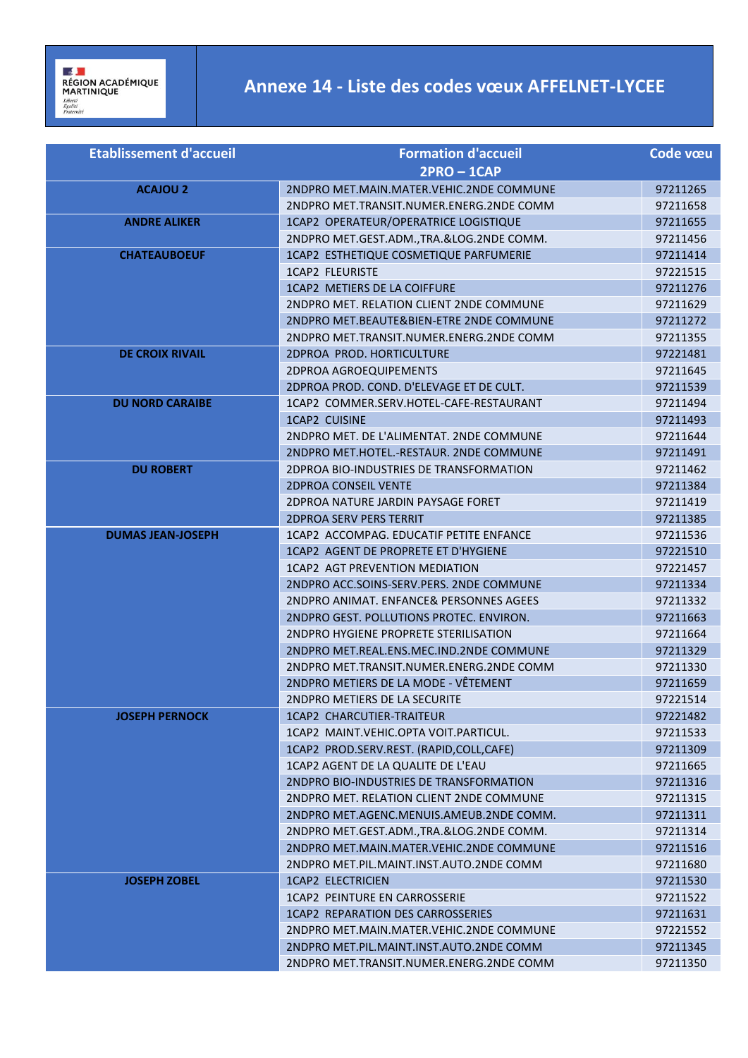# Annexe 14 - Liste des codes vœux AFFELNET-LYCEE

| Etablissement d'accueil | Formation d'accueil 2PRO – 1CAP | Code vœu |
|---|---|---|
| **ACAJOU 2** | 2NDPRO MET.MAIN.MATER.VEHIC.2NDE COMMUNE | 97211265 |
| | 2NDPRO MET.TRANSIT.NUMER.ENERG.2NDE COMM | 97211658 |
| **ANDRE ALIKER** | 1CAP2 OPERATEUR/OPERATRICE LOGISTIQUE | 97211655 |
| | 2NDPRO MET.GEST.ADM.,TRA.&LOG.2NDE COMM. | 97211456 |
| **CHATEAUBOEUF** | 1CAP2 ESTHETIQUE COSMETIQUE PARFUMERIE | 97211414 |
| | 1CAP2 FLEURISTE | 97221515 |
| | 1CAP2 METIERS DE LA COIFFURE | 97211276 |
| | 2NDPRO MET. RELATION CLIENT 2NDE COMMUNE | 97211629 |
| | 2NDPRO MET.BEAUTE&BIEN-ETRE 2NDE COMMUNE | 97211272 |
| | 2NDPRO MET.TRANSIT.NUMER.ENERG.2NDE COMM | 97211355 |
| **DE CROIX RIVAIL** | 2DPROA PROD. HORTICULTURE | 97221481 |
| | 2DPROA AGROEQUIPEMENTS | 97211645 |
| | 2DPROA PROD. COND. D'ELEVAGE ET DE CULT. | 97211539 |
| **DU NORD CARAIBE** | 1CAP2 COMMER.SERV.HOTEL-CAFE-RESTAURANT | 97211494 |
| | 1CAP2 CUISINE | 97211493 |
| | 2NDPRO MET. DE L'ALIMENTAT. 2NDE COMMUNE | 97211644 |
| | 2NDPRO MET.HOTEL.-RESTAUR. 2NDE COMMUNE | 97211491 |
| **DU ROBERT** | 2DPROA BIO-INDUSTRIES DE TRANSFORMATION | 97211462 |
| | 2DPROA CONSEIL VENTE | 97211384 |
| | 2DPROA NATURE JARDIN PAYSAGE FORET | 97211419 |
| | 2DPROA SERV PERS TERRIT | 97211385 |
| **DUMAS JEAN-JOSEPH** | 1CAP2 ACCOMPAG. EDUCATIF PETITE ENFANCE | 97211536 |
| | 1CAP2 AGENT DE PROPRETE ET D'HYGIENE | 97221510 |
| | 1CAP2 AGT PREVENTION MEDIATION | 97221457 |
| | 2NDPRO ACC.SOINS-SERV.PERS. 2NDE COMMUNE | 97211334 |
| | 2NDPRO ANIMAT. ENFANCE& PERSONNES AGEES | 97211332 |
| | 2NDPRO GEST. POLLUTIONS PROTEC. ENVIRON. | 97211663 |
| | 2NDPRO HYGIENE PROPRETE STERILISATION | 97211664 |
| | 2NDPRO MET.REAL.ENS.MEC.IND.2NDE COMMUNE | 97211329 |
| | 2NDPRO MET.TRANSIT.NUMER.ENERG.2NDE COMM | 97211330 |
| | 2NDPRO METIERS DE LA MODE - VÊTEMENT | 97211659 |
| | 2NDPRO METIERS DE LA SECURITE | 97221514 |
| **JOSEPH PERNOCK** | 1CAP2 CHARCUTIER-TRAITEUR | 97221482 |
| | 1CAP2 MAINT.VEHIC.OPTA VOIT.PARTICUL. | 97211533 |
| | 1CAP2 PROD.SERV.REST. (RAPID,COLL,CAFE) | 97211309 |
| | 1CAP2 AGENT DE LA QUALITE DE L'EAU | 97211665 |
| | 2NDPRO BIO-INDUSTRIES DE TRANSFORMATION | 97211316 |
| | 2NDPRO MET. RELATION CLIENT 2NDE COMMUNE | 97211315 |
| | 2NDPRO MET.AGENC.MENUIS.AMEUB.2NDE COMM. | 97211311 |
| | 2NDPRO MET.GEST.ADM.,TRA.&LOG.2NDE COMM. | 97211314 |
| | 2NDPRO MET.MAIN.MATER.VEHIC.2NDE COMMUNE | 97211516 |
| | 2NDPRO MET.PIL.MAINT.INST.AUTO.2NDE COMM | 97211680 |
| **JOSEPH ZOBEL** | 1CAP2 ELECTRICIEN | 97211530 |
| | 1CAP2 PEINTURE EN CARROSSERIE | 97211522 |
| | 1CAP2 REPARATION DES CARROSSERIES | 97211631 |
| | 2NDPRO MET.MAIN.MATER.VEHIC.2NDE COMMUNE | 97221552 |
| | 2NDPRO MET.PIL.MAINT.INST.AUTO.2NDE COMM | 97211345 |
| | 2NDPRO MET.TRANSIT.NUMER.ENERG.2NDE COMM | 97211350 |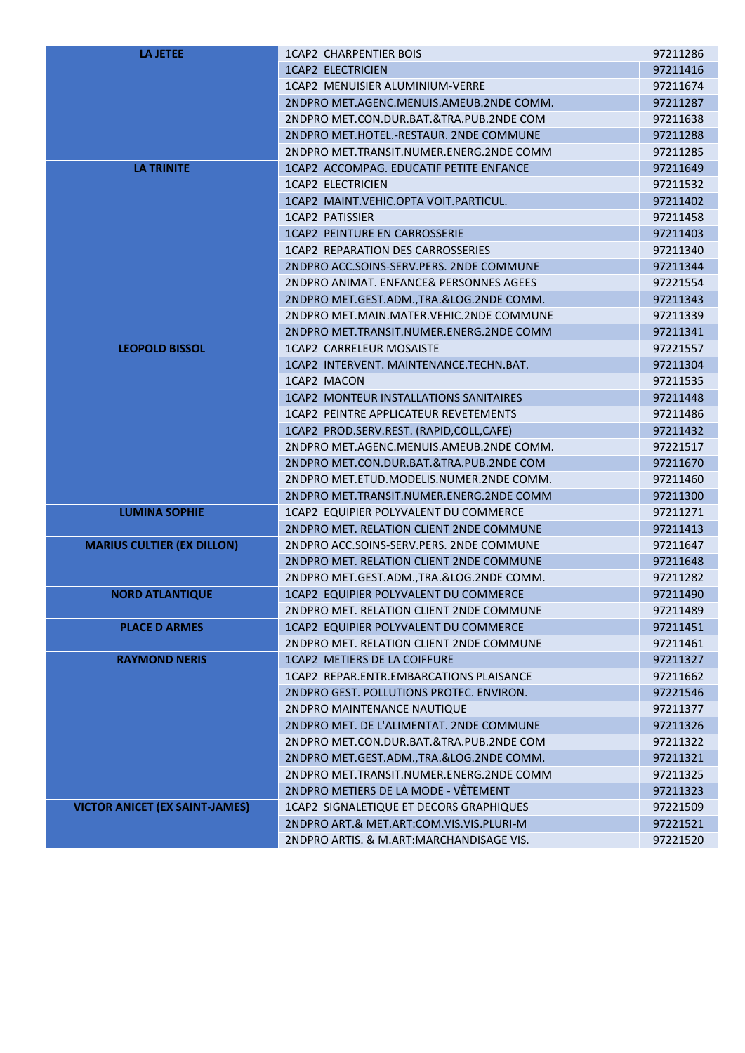| | | |
|---|---|---|
| **LA JETEE** | 1CAP2 CHARPENTIER BOIS | 97211286 |
| | 1CAP2 ELECTRICIEN | 97211416 |
| | 1CAP2 MENUISIER ALUMINIUM-VERRE | 97211674 |
| | 2NDPRO MET.AGENC.MENUIS.AMEUB.2NDE COMM. | 97211287 |
| | 2NDPRO MET.CON.DUR.BAT.&TRA.PUB.2NDE COM | 97211638 |
| | 2NDPRO MET.HOTEL.-RESTAUR. 2NDE COMMUNE | 97211288 |
| | 2NDPRO MET.TRANSIT.NUMER.ENERG.2NDE COMM | 97211285 |
| **LA TRINITE** | 1CAP2 ACCOMPAG. EDUCATIF PETITE ENFANCE | 97211649 |
| | 1CAP2 ELECTRICIEN | 97211532 |
| | 1CAP2 MAINT.VEHIC.OPTA VOIT.PARTICUL. | 97211402 |
| | 1CAP2 PATISSIER | 97211458 |
| | 1CAP2 PEINTURE EN CARROSSERIE | 97211403 |
| | 1CAP2 REPARATION DES CARROSSERIES | 97211340 |
| | 2NDPRO ACC.SOINS-SERV.PERS. 2NDE COMMUNE | 97211344 |
| | 2NDPRO ANIMAT. ENFANCE& PERSONNES AGEES | 97221554 |
| | 2NDPRO MET.GEST.ADM.,TRA.&LOG.2NDE COMM. | 97211343 |
| | 2NDPRO MET.MAIN.MATER.VEHIC.2NDE COMMUNE | 97211339 |
| | 2NDPRO MET.TRANSIT.NUMER.ENERG.2NDE COMM | 97211341 |
| **LEOPOLD BISSOL** | 1CAP2 CARRELEUR MOSAISTE | 97221557 |
| | 1CAP2 INTERVENT. MAINTENANCE.TECHN.BAT. | 97211304 |
| | 1CAP2 MACON | 97211535 |
| | 1CAP2 MONTEUR INSTALLATIONS SANITAIRES | 97211448 |
| | 1CAP2 PEINTRE APPLICATEUR REVETEMENTS | 97211486 |
| | 1CAP2 PROD.SERV.REST. (RAPID,COLL,CAFE) | 97211432 |
| | 2NDPRO MET.AGENC.MENUIS.AMEUB.2NDE COMM. | 97221517 |
| | 2NDPRO MET.CON.DUR.BAT.&TRA.PUB.2NDE COM | 97211670 |
| | 2NDPRO MET.ETUD.MODELIS.NUMER.2NDE COMM. | 97211460 |
| | 2NDPRO MET.TRANSIT.NUMER.ENERG.2NDE COMM | 97211300 |
| **LUMINA SOPHIE** | 1CAP2 EQUIPIER POLYVALENT DU COMMERCE | 97211271 |
| | 2NDPRO MET. RELATION CLIENT 2NDE COMMUNE | 97211413 |
| **MARIUS CULTIER (EX DILLON)** | 2NDPRO ACC.SOINS-SERV.PERS. 2NDE COMMUNE | 97211647 |
| | 2NDPRO MET. RELATION CLIENT 2NDE COMMUNE | 97211648 |
| | 2NDPRO MET.GEST.ADM.,TRA.&LOG.2NDE COMM. | 97211282 |
| **NORD ATLANTIQUE** | 1CAP2 EQUIPIER POLYVALENT DU COMMERCE | 97211490 |
| | 2NDPRO MET. RELATION CLIENT 2NDE COMMUNE | 97211489 |
| **PLACE D ARMES** | 1CAP2 EQUIPIER POLYVALENT DU COMMERCE | 97211451 |
| | 2NDPRO MET. RELATION CLIENT 2NDE COMMUNE | 97211461 |
| **RAYMOND NERIS** | 1CAP2 METIERS DE LA COIFFURE | 97211327 |
| | 1CAP2 REPAR.ENTR.EMBARCATIONS PLAISANCE | 97211662 |
| | 2NDPRO GEST. POLLUTIONS PROTEC. ENVIRON. | 97221546 |
| | 2NDPRO MAINTENANCE NAUTIQUE | 97211377 |
| | 2NDPRO MET. DE L'ALIMENTAT. 2NDE COMMUNE | 97211326 |
| | 2NDPRO MET.CON.DUR.BAT.&TRA.PUB.2NDE COM | 97211322 |
| | 2NDPRO MET.GEST.ADM.,TRA.&LOG.2NDE COMM. | 97211321 |
| | 2NDPRO MET.TRANSIT.NUMER.ENERG.2NDE COMM | 97211325 |
| | 2NDPRO METIERS DE LA MODE - VÊTEMENT | 97211323 |
| **VICTOR ANICET (EX SAINT-JAMES)** | 1CAP2 SIGNALETIQUE ET DECORS GRAPHIQUES | 97221509 |
| | 2NDPRO ART.& MET.ART:COM.VIS.VIS.PLURI-M | 97221521 |
| | 2NDPRO ARTIS. & M.ART:MARCHANDISAGE VIS. | 97221520 |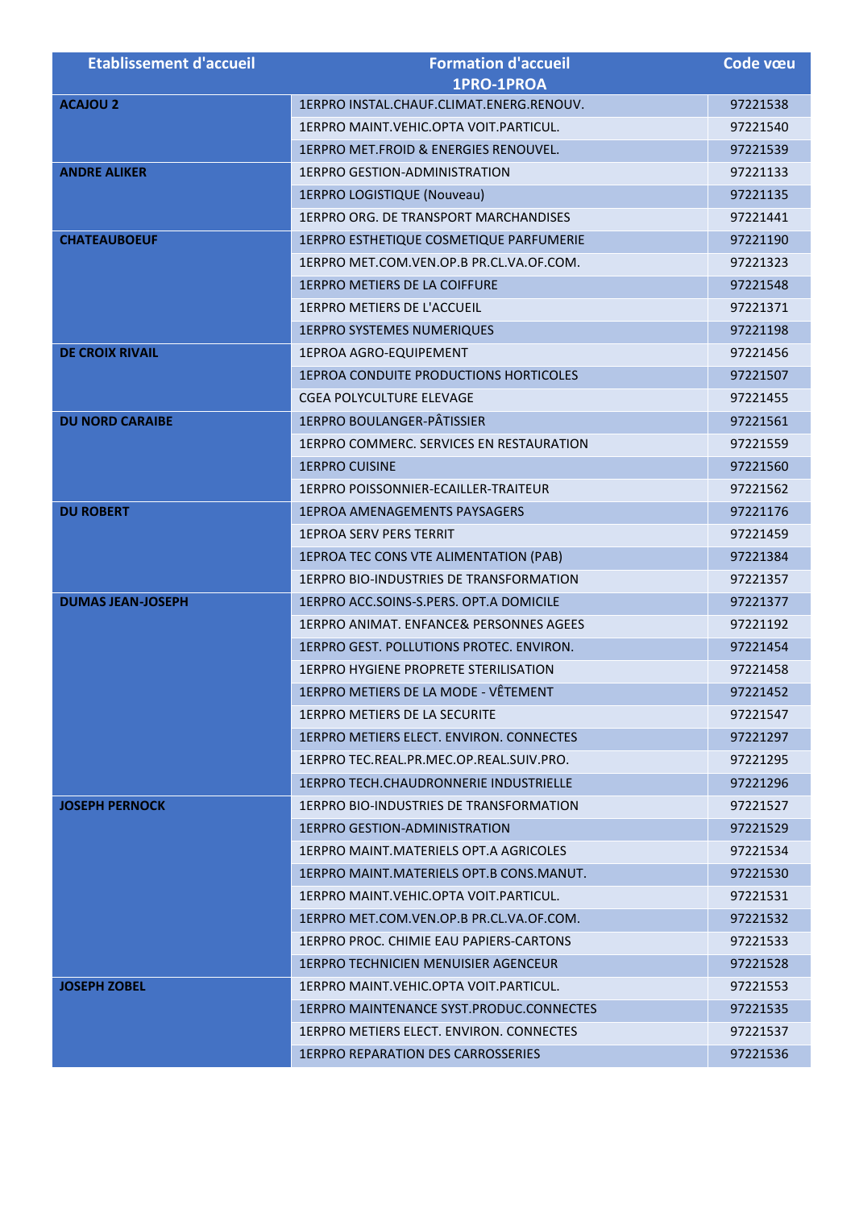| Etablissement d'accueil | Formation d'accueil 1PRO-1PROA | Code vœu |
|---|---|---|
| **ACAJOU 2** | 1ERPRO INSTAL.CHAUF.CLIMAT.ENERG.RENOUV. | 97221538 |
| | 1ERPRO MAINT.VEHIC.OPTA VOIT.PARTICUL. | 97221540 |
| | 1ERPRO MET.FROID & ENERGIES RENOUVEL. | 97221539 |
| **ANDRE ALIKER** | 1ERPRO GESTION-ADMINISTRATION | 97221133 |
| | 1ERPRO LOGISTIQUE (Nouveau) | 97221135 |
| | 1ERPRO ORG. DE TRANSPORT MARCHANDISES | 97221441 |
| **CHATEAUBOEUF** | 1ERPRO ESTHETIQUE COSMETIQUE PARFUMERIE | 97221190 |
| | 1ERPRO MET.COM.VEN.OP.B PR.CL.VA.OF.COM. | 97221323 |
| | 1ERPRO METIERS DE LA COIFFURE | 97221548 |
| | 1ERPRO METIERS DE L'ACCUEIL | 97221371 |
| | 1ERPRO SYSTEMES NUMERIQUES | 97221198 |
| **DE CROIX RIVAIL** | 1EPROA AGRO-EQUIPEMENT | 97221456 |
| | 1EPROA CONDUITE PRODUCTIONS HORTICOLES | 97221507 |
| | CGEA POLYCULTURE ELEVAGE | 97221455 |
| **DU NORD CARAIBE** | 1ERPRO BOULANGER-PÂTISSIER | 97221561 |
| | 1ERPRO COMMERC. SERVICES EN RESTAURATION | 97221559 |
| | 1ERPRO CUISINE | 97221560 |
| | 1ERPRO POISSONNIER-ECAILLER-TRAITEUR | 97221562 |
| **DU ROBERT** | 1EPROA AMENAGEMENTS PAYSAGERS | 97221176 |
| | 1EPROA SERV PERS TERRIT | 97221459 |
| | 1EPROA TEC CONS VTE ALIMENTATION (PAB) | 97221384 |
| | 1ERPRO BIO-INDUSTRIES DE TRANSFORMATION | 97221357 |
| **DUMAS JEAN-JOSEPH** | 1ERPRO ACC.SOINS-S.PERS. OPT.A DOMICILE | 97221377 |
| | 1ERPRO ANIMAT. ENFANCE& PERSONNES AGEES | 97221192 |
| | 1ERPRO GEST. POLLUTIONS PROTEC. ENVIRON. | 97221454 |
| | 1ERPRO HYGIENE PROPRETE STERILISATION | 97221458 |
| | 1ERPRO METIERS DE LA MODE - VÊTEMENT | 97221452 |
| | 1ERPRO METIERS DE LA SECURITE | 97221547 |
| | 1ERPRO METIERS ELECT. ENVIRON. CONNECTES | 97221297 |
| | 1ERPRO TEC.REAL.PR.MEC.OP.REAL.SUIV.PRO. | 97221295 |
| | 1ERPRO TECH.CHAUDRONNERIE INDUSTRIELLE | 97221296 |
| **JOSEPH PERNOCK** | 1ERPRO BIO-INDUSTRIES DE TRANSFORMATION | 97221527 |
| | 1ERPRO GESTION-ADMINISTRATION | 97221529 |
| | 1ERPRO MAINT.MATERIELS OPT.A AGRICOLES | 97221534 |
| | 1ERPRO MAINT.MATERIELS OPT.B CONS.MANUT. | 97221530 |
| | 1ERPRO MAINT.VEHIC.OPTA VOIT.PARTICUL. | 97221531 |
| | 1ERPRO MET.COM.VEN.OP.B PR.CL.VA.OF.COM. | 97221532 |
| | 1ERPRO PROC. CHIMIE EAU PAPIERS-CARTONS | 97221533 |
| | 1ERPRO TECHNICIEN MENUISIER AGENCEUR | 97221528 |
| **JOSEPH ZOBEL** | 1ERPRO MAINT.VEHIC.OPTA VOIT.PARTICUL. | 97221553 |
| | 1ERPRO MAINTENANCE SYST.PRODUC.CONNECTES | 97221535 |
| | 1ERPRO METIERS ELECT. ENVIRON. CONNECTES | 97221537 |
| | 1ERPRO REPARATION DES CARROSSERIES | 97221536 |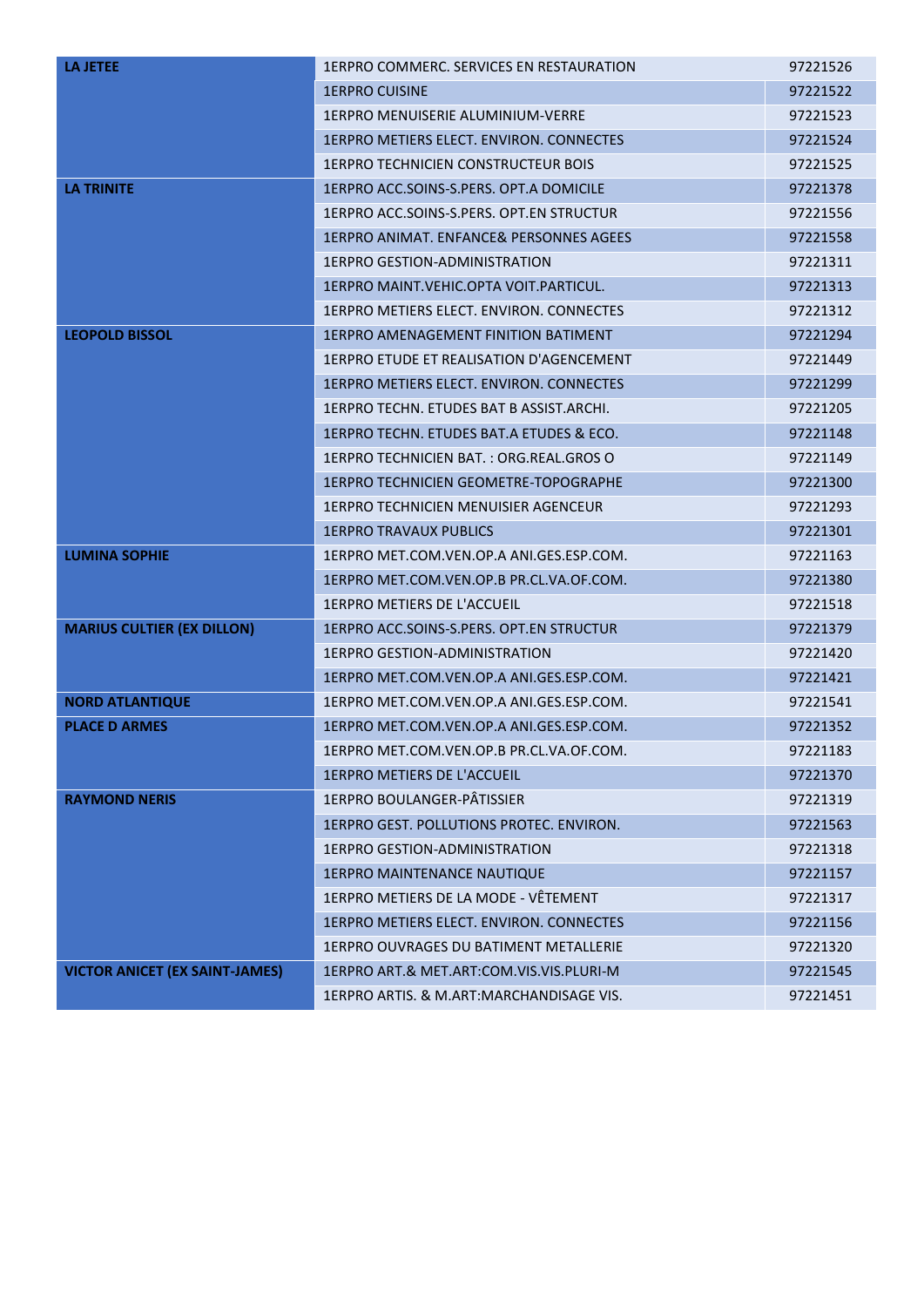| **LA JETEE** | 1ERPRO COMMERC. SERVICES EN RESTAURATION | 97221526 |
|---|---|---|
| | 1ERPRO CUISINE | 97221522 |
| | 1ERPRO MENUISERIE ALUMINIUM-VERRE | 97221523 |
| | 1ERPRO METIERS ELECT. ENVIRON. CONNECTES | 97221524 |
| | 1ERPRO TECHNICIEN CONSTRUCTEUR BOIS | 97221525 |
| **LA TRINITE** | 1ERPRO ACC.SOINS-S.PERS. OPT.A DOMICILE | 97221378 |
| | 1ERPRO ACC.SOINS-S.PERS. OPT.EN STRUCTUR | 97221556 |
| | 1ERPRO ANIMAT. ENFANCE& PERSONNES AGEES | 97221558 |
| | 1ERPRO GESTION-ADMINISTRATION | 97221311 |
| | 1ERPRO MAINT.VEHIC.OPTA VOIT.PARTICUL. | 97221313 |
| | 1ERPRO METIERS ELECT. ENVIRON. CONNECTES | 97221312 |
| **LEOPOLD BISSOL** | 1ERPRO AMENAGEMENT FINITION BATIMENT | 97221294 |
| | 1ERPRO ETUDE ET REALISATION D'AGENCEMENT | 97221449 |
| | 1ERPRO METIERS ELECT. ENVIRON. CONNECTES | 97221299 |
| | 1ERPRO TECHN. ETUDES BAT B ASSIST.ARCHI. | 97221205 |
| | 1ERPRO TECHN. ETUDES BAT.A ETUDES & ECO. | 97221148 |
| | 1ERPRO TECHNICIEN BAT. : ORG.REAL.GROS O | 97221149 |
| | 1ERPRO TECHNICIEN GEOMETRE-TOPOGRAPHE | 97221300 |
| | 1ERPRO TECHNICIEN MENUISIER AGENCEUR | 97221293 |
| | 1ERPRO TRAVAUX PUBLICS | 97221301 |
| **LUMINA SOPHIE** | 1ERPRO MET.COM.VEN.OP.A ANI.GES.ESP.COM. | 97221163 |
| | 1ERPRO MET.COM.VEN.OP.B PR.CL.VA.OF.COM. | 97221380 |
| | 1ERPRO METIERS DE L'ACCUEIL | 97221518 |
| **MARIUS CULTIER (EX DILLON)** | 1ERPRO ACC.SOINS-S.PERS. OPT.EN STRUCTUR | 97221379 |
| | 1ERPRO GESTION-ADMINISTRATION | 97221420 |
| | 1ERPRO MET.COM.VEN.OP.A ANI.GES.ESP.COM. | 97221421 |
| **NORD ATLANTIQUE** | 1ERPRO MET.COM.VEN.OP.A ANI.GES.ESP.COM. | 97221541 |
| **PLACE D ARMES** | 1ERPRO MET.COM.VEN.OP.A ANI.GES.ESP.COM. | 97221352 |
| | 1ERPRO MET.COM.VEN.OP.B PR.CL.VA.OF.COM. | 97221183 |
| | 1ERPRO METIERS DE L'ACCUEIL | 97221370 |
| **RAYMOND NERIS** | 1ERPRO BOULANGER-PÂTISSIER | 97221319 |
| | 1ERPRO GEST. POLLUTIONS PROTEC. ENVIRON. | 97221563 |
| | 1ERPRO GESTION-ADMINISTRATION | 97221318 |
| | 1ERPRO MAINTENANCE NAUTIQUE | 97221157 |
| | 1ERPRO METIERS DE LA MODE - VÊTEMENT | 97221317 |
| | 1ERPRO METIERS ELECT. ENVIRON. CONNECTES | 97221156 |
| | 1ERPRO OUVRAGES DU BATIMENT METALLERIE | 97221320 |
| **VICTOR ANICET (EX SAINT-JAMES)** | 1ERPRO ART.& MET.ART:COM.VIS.VIS.PLURI-M | 97221545 |
| | 1ERPRO ARTIS. & M.ART:MARCHANDISAGE VIS. | 97221451 |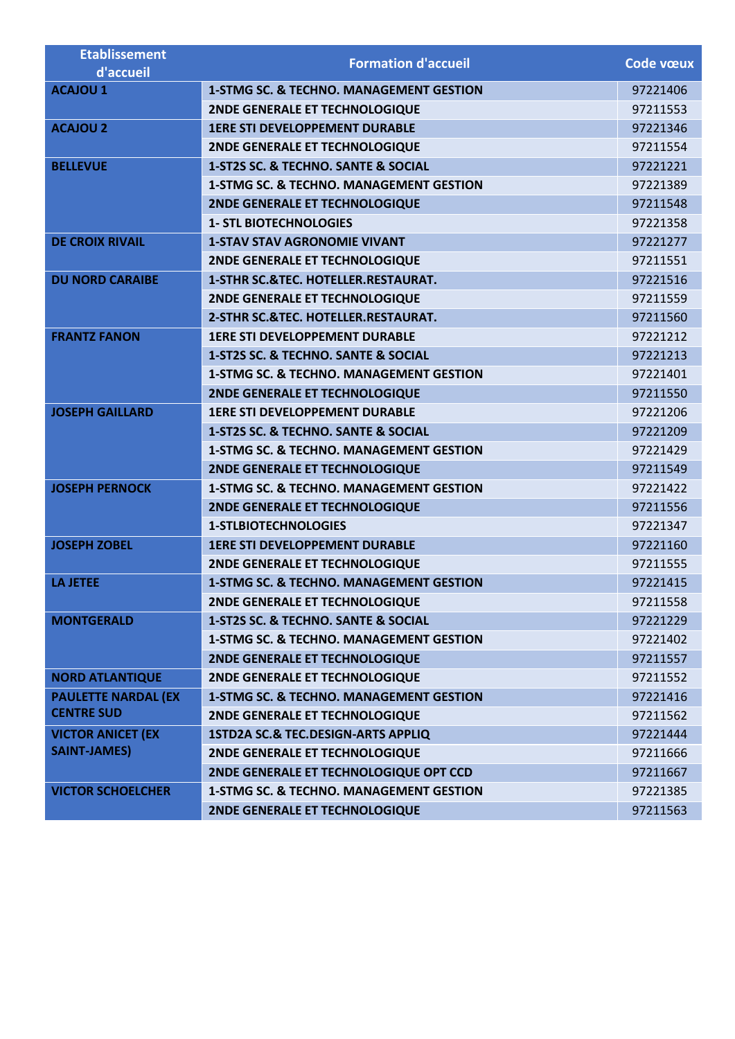| Etablissement d'accueil | Formation d'accueil | Code vœux |
|---|---|---|
| **ACAJOU 1** | **1-STMG SC. & TECHNO. MANAGEMENT GESTION** | 97221406 |
| | **2NDE GENERALE ET TECHNOLOGIQUE** | 97211553 |
| **ACAJOU 2** | **1ERE STI DEVELOPPEMENT DURABLE** | 97221346 |
| | **2NDE GENERALE ET TECHNOLOGIQUE** | 97211554 |
| **BELLEVUE** | **1-ST2S SC. & TECHNO. SANTE & SOCIAL** | 97221221 |
| | **1-STMG SC. & TECHNO. MANAGEMENT GESTION** | 97221389 |
| | **2NDE GENERALE ET TECHNOLOGIQUE** | 97211548 |
| | **1- STL BIOTECHNOLOGIES** | 97221358 |
| **DE CROIX RIVAIL** | **1-STAV STAV AGRONOMIE VIVANT** | 97221277 |
| | **2NDE GENERALE ET TECHNOLOGIQUE** | 97211551 |
| **DU NORD CARAIBE** | **1-STHR SC.&TEC. HOTELLER.RESTAURAT.** | 97221516 |
| | **2NDE GENERALE ET TECHNOLOGIQUE** | 97211559 |
| | **2-STHR SC.&TEC. HOTELLER.RESTAURAT.** | 97211560 |
| **FRANTZ FANON** | **1ERE STI DEVELOPPEMENT DURABLE** | 97221212 |
| | **1-ST2S SC. & TECHNO. SANTE & SOCIAL** | 97221213 |
| | **1-STMG SC. & TECHNO. MANAGEMENT GESTION** | 97221401 |
| | **2NDE GENERALE ET TECHNOLOGIQUE** | 97211550 |
| **JOSEPH GAILLARD** | **1ERE STI DEVELOPPEMENT DURABLE** | 97221206 |
| | **1-ST2S SC. & TECHNO. SANTE & SOCIAL** | 97221209 |
| | **1-STMG SC. & TECHNO. MANAGEMENT GESTION** | 97221429 |
| | **2NDE GENERALE ET TECHNOLOGIQUE** | 97211549 |
| **JOSEPH PERNOCK** | **1-STMG SC. & TECHNO. MANAGEMENT GESTION** | 97221422 |
| | **2NDE GENERALE ET TECHNOLOGIQUE** | 97211556 |
| | **1-STLBIOTECHNOLOGIES** | 97221347 |
| **JOSEPH ZOBEL** | **1ERE STI DEVELOPPEMENT DURABLE** | 97221160 |
| | **2NDE GENERALE ET TECHNOLOGIQUE** | 97211555 |
| **LA JETEE** | **1-STMG SC. & TECHNO. MANAGEMENT GESTION** | 97221415 |
| | **2NDE GENERALE ET TECHNOLOGIQUE** | 97211558 |
| **MONTGERALD** | **1-ST2S SC. & TECHNO. SANTE & SOCIAL** | 97221229 |
| | **1-STMG SC. & TECHNO. MANAGEMENT GESTION** | 97221402 |
| | **2NDE GENERALE ET TECHNOLOGIQUE** | 97211557 |
| **NORD ATLANTIQUE** | **2NDE GENERALE ET TECHNOLOGIQUE** | 97211552 |
| **PAULETTE NARDAL (EX CENTRE SUD** | **1-STMG SC. & TECHNO. MANAGEMENT GESTION** | 97221416 |
| | **2NDE GENERALE ET TECHNOLOGIQUE** | 97211562 |
| **VICTOR ANICET (EX SAINT-JAMES)** | **1STD2A SC.& TEC.DESIGN-ARTS APPLIQ** | 97221444 |
| | **2NDE GENERALE ET TECHNOLOGIQUE** | 97211666 |
| | **2NDE GENERALE ET TECHNOLOGIQUE OPT CCD** | 97211667 |
| **VICTOR SCHOELCHER** | **1-STMG SC. & TECHNO. MANAGEMENT GESTION** | 97221385 |
| | **2NDE GENERALE ET TECHNOLOGIQUE** | 97211563 |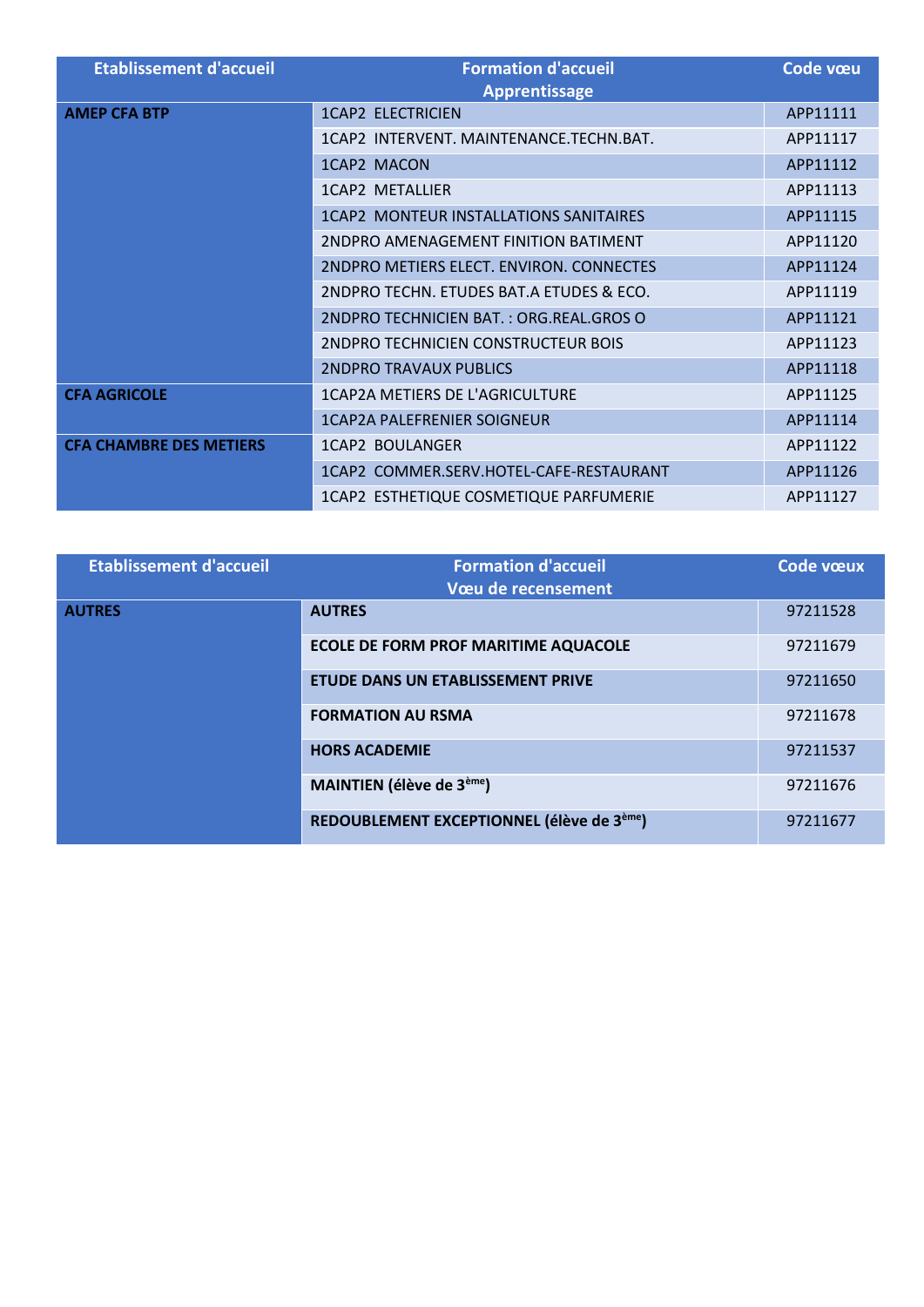| Etablissement d'accueil | Formation d'accueil<br>Apprentissage | Code vœu |
|---|---|---|
| **AMEP CFA BTP** | 1CAP2 ELECTRICIEN | APP11111 |
| | 1CAP2 INTERVENT. MAINTENANCE.TECHN.BAT. | APP11117 |
| | 1CAP2 MACON | APP11112 |
| | 1CAP2 METALLIER | APP11113 |
| | 1CAP2 MONTEUR INSTALLATIONS SANITAIRES | APP11115 |
| | 2NDPRO AMENAGEMENT FINITION BATIMENT | APP11120 |
| | 2NDPRO METIERS ELECT. ENVIRON. CONNECTES | APP11124 |
| | 2NDPRO TECHN. ETUDES BAT.A ETUDES & ECO. | APP11119 |
| | 2NDPRO TECHNICIEN BAT. : ORG.REAL.GROS O | APP11121 |
| | 2NDPRO TECHNICIEN CONSTRUCTEUR BOIS | APP11123 |
| | 2NDPRO TRAVAUX PUBLICS | APP11118 |
| **CFA AGRICOLE** | 1CAP2A METIERS DE L'AGRICULTURE | APP11125 |
| | 1CAP2A PALEFRENIER SOIGNEUR | APP11114 |
| **CFA CHAMBRE DES METIERS** | 1CAP2 BOULANGER | APP11122 |
| | 1CAP2 COMMER.SERV.HOTEL-CAFE-RESTAURANT | APP11126 |
| | 1CAP2 ESTHETIQUE COSMETIQUE PARFUMERIE | APP11127 |

| Etablissement d'accueil | Formation d'accueil<br>Vœu de recensement | Code vœux |
|---|---|---|
| **AUTRES** | **AUTRES** | 97211528 |
| | **ECOLE DE FORM PROF MARITIME AQUACOLE** | 97211679 |
| | **ETUDE DANS UN ETABLISSEMENT PRIVE** | 97211650 |
| | **FORMATION AU RSMA** | 97211678 |
| | **HORS ACADEMIE** | 97211537 |
| | **MAINTIEN (élève de 3ème)** | 97211676 |
| | **REDOUBLEMENT EXCEPTIONNEL (élève de 3ème)** | 97211677 |